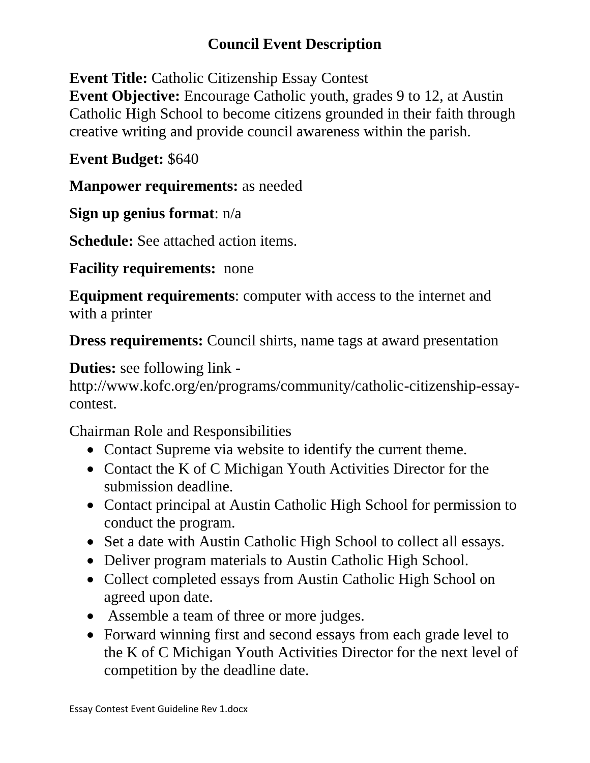# Council Event Description

**Event Title:** Catholic Citizenship Essay Contest
**Event Objective:** Encourage Catholic youth, grades 9 to 12, at Austin Catholic High School to become citizens grounded in their faith through creative writing and provide council awareness within the parish.

**Event Budget:** $640

**Manpower requirements:** as needed

**Sign up genius format**: n/a

**Schedule:** See attached action items.

**Facility requirements:** none

**Equipment requirements**: computer with access to the internet and with a printer

**Dress requirements:** Council shirts, name tags at award presentation

**Duties:** see following link - http://www.kofc.org/en/programs/community/catholic-citizenship-essay-contest.

Chairman Role and Responsibilities

- Contact Supreme via website to identify the current theme.
- Contact the K of C Michigan Youth Activities Director for the submission deadline.
- Contact principal at Austin Catholic High School for permission to conduct the program.
- Set a date with Austin Catholic High School to collect all essays.
- Deliver program materials to Austin Catholic High School.
- Collect completed essays from Austin Catholic High School on agreed upon date.
- Assemble a team of three or more judges.
- Forward winning first and second essays from each grade level to the K of C Michigan Youth Activities Director for the next level of competition by the deadline date.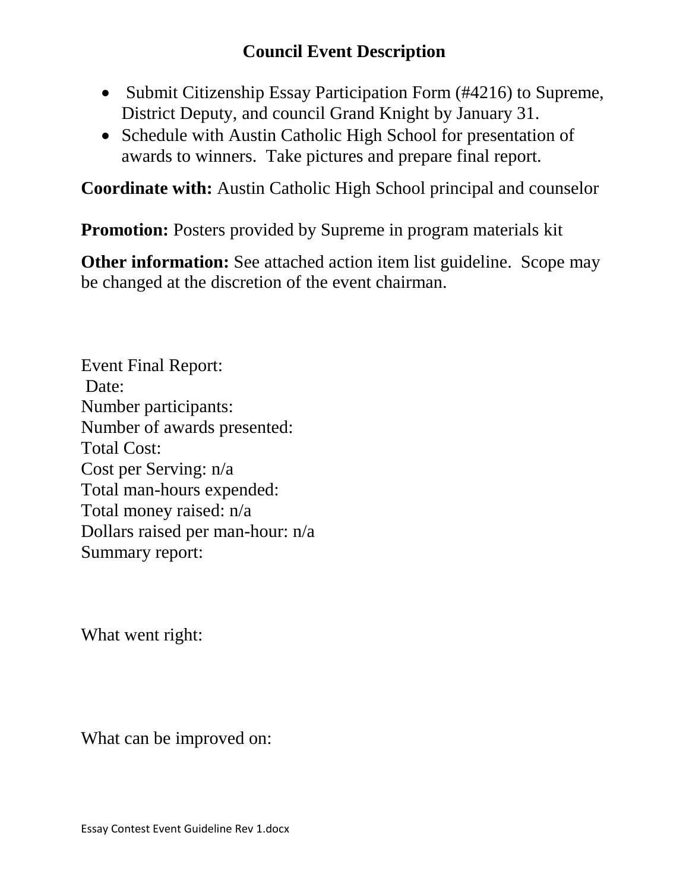## Council Event Description

- Submit Citizenship Essay Participation Form (#4216) to Supreme, District Deputy, and council Grand Knight by January 31.
- Schedule with Austin Catholic High School for presentation of awards to winners. Take pictures and prepare final report.

**Coordinate with:** Austin Catholic High School principal and counselor

**Promotion:** Posters provided by Supreme in program materials kit

**Other information:** See attached action item list guideline. Scope may be changed at the discretion of the event chairman.

Event Final Report:
Date:
Number participants:
Number of awards presented:
Total Cost:
Cost per Serving: n/a
Total man-hours expended:
Total money raised: n/a
Dollars raised per man-hour: n/a
Summary report:

What went right:

What can be improved on: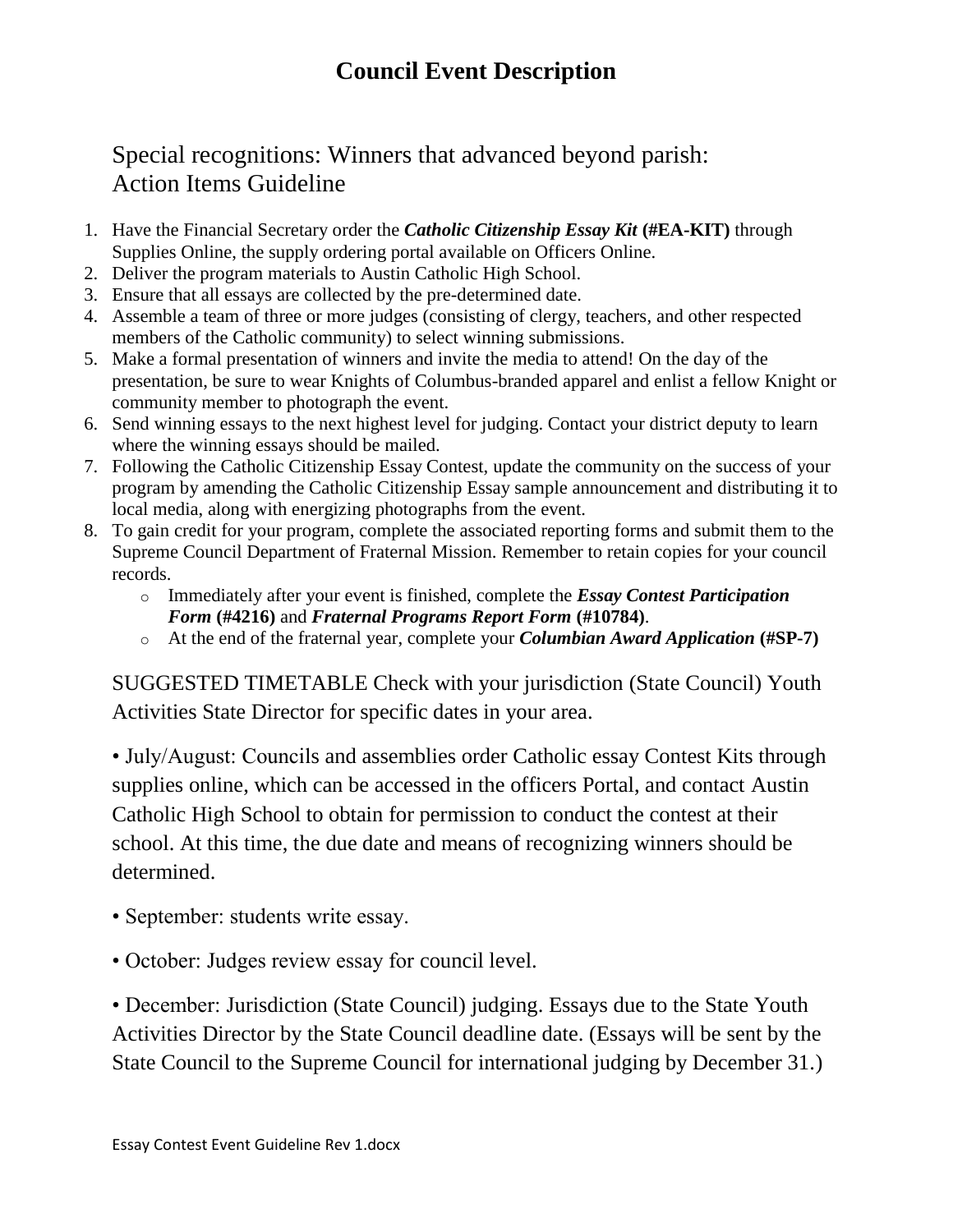# Council Event Description

## Special recognitions: Winners that advanced beyond parish: Action Items Guideline

1. Have the Financial Secretary order the ***Catholic Citizenship Essay Kit* (#EA-KIT)** through Supplies Online, the supply ordering portal available on Officers Online.
2. Deliver the program materials to Austin Catholic High School.
3. Ensure that all essays are collected by the pre-determined date.
4. Assemble a team of three or more judges (consisting of clergy, teachers, and other respected members of the Catholic community) to select winning submissions.
5. Make a formal presentation of winners and invite the media to attend! On the day of the presentation, be sure to wear Knights of Columbus-branded apparel and enlist a fellow Knight or community member to photograph the event.
6. Send winning essays to the next highest level for judging. Contact your district deputy to learn where the winning essays should be mailed.
7. Following the Catholic Citizenship Essay Contest, update the community on the success of your program by amending the Catholic Citizenship Essay sample announcement and distributing it to local media, along with energizing photographs from the event.
8. To gain credit for your program, complete the associated reporting forms and submit them to the Supreme Council Department of Fraternal Mission. Remember to retain copies for your council records.
   - Immediately after your event is finished, complete the ***Essay Contest Participation Form* (#4216)** and ***Fraternal Programs Report Form* (#10784)**.
   - At the end of the fraternal year, complete your ***Columbian Award Application* (#SP-7)**

SUGGESTED TIMETABLE Check with your jurisdiction (State Council) Youth Activities State Director for specific dates in your area.

• July/August: Councils and assemblies order Catholic essay Contest Kits through supplies online, which can be accessed in the officers Portal, and contact Austin Catholic High School to obtain for permission to conduct the contest at their school. At this time, the due date and means of recognizing winners should be determined.

• September: students write essay.

• October: Judges review essay for council level.

• December: Jurisdiction (State Council) judging. Essays due to the State Youth Activities Director by the State Council deadline date. (Essays will be sent by the State Council to the Supreme Council for international judging by December 31.)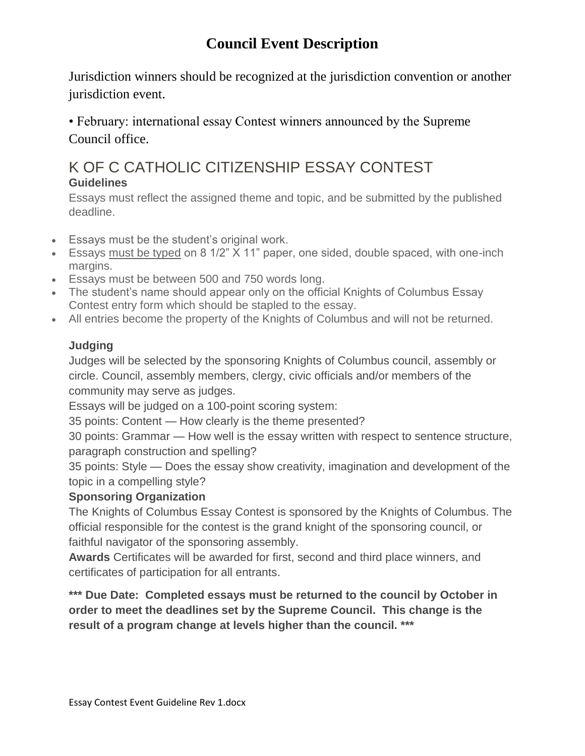# Council Event Description

Jurisdiction winners should be recognized at the jurisdiction convention or another jurisdiction event.

• February: international essay Contest winners announced by the Supreme Council office.

## K OF C CATHOLIC CITIZENSHIP ESSAY CONTEST

### Guidelines

Essays must reflect the assigned theme and topic, and be submitted by the published deadline.

- Essays must be the student's original work.
- Essays must be typed on 8 1/2" X 11" paper, one sided, double spaced, with one-inch margins.
- Essays must be between 500 and 750 words long.
- The student's name should appear only on the official Knights of Columbus Essay Contest entry form which should be stapled to the essay.
- All entries become the property of the Knights of Columbus and will not be returned.

### Judging

Judges will be selected by the sponsoring Knights of Columbus council, assembly or circle. Council, assembly members, clergy, civic officials and/or members of the community may serve as judges.

Essays will be judged on a 100-point scoring system:

35 points: Content — How clearly is the theme presented?

30 points: Grammar — How well is the essay written with respect to sentence structure, paragraph construction and spelling?

35 points: Style — Does the essay show creativity, imagination and development of the topic in a compelling style?

### Sponsoring Organization

The Knights of Columbus Essay Contest is sponsored by the Knights of Columbus. The official responsible for the contest is the grand knight of the sponsoring council, or faithful navigator of the sponsoring assembly.

**Awards** Certificates will be awarded for first, second and third place winners, and certificates of participation for all entrants.

**\*\*\* Due Date: Completed essays must be returned to the council by October in order to meet the deadlines set by the Supreme Council. This change is the result of a program change at levels higher than the council. \*\*\***